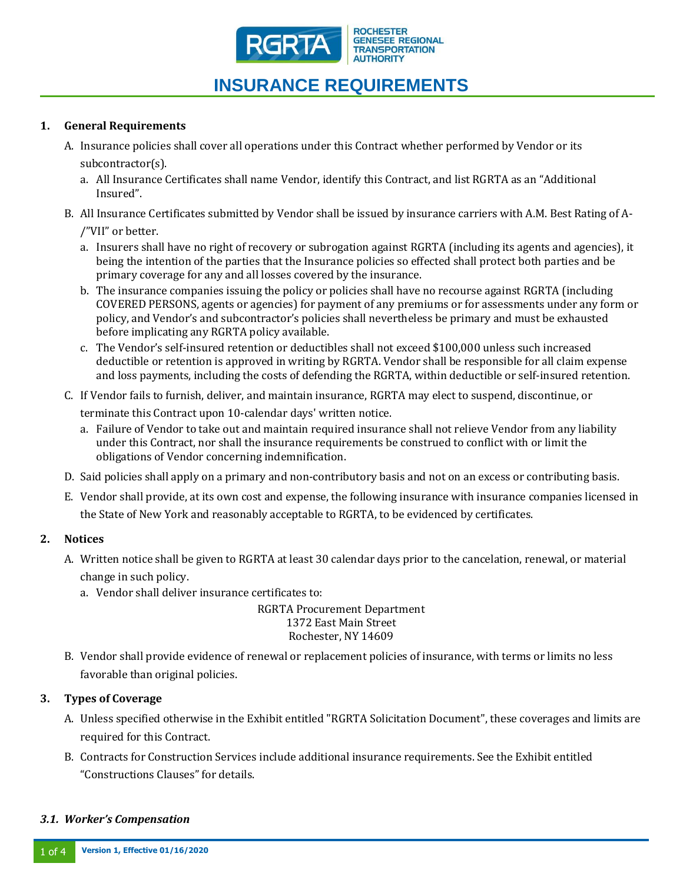ROCHESTER GENESEE REGIONAL TRANSPORTATION AUTHORITY

# INSURANCE REQUIREMENTS

## 1. General Requirements

A. Insurance policies shall cover all operations under this Contract whether performed by Vendor or its subcontractor(s).

   a. All Insurance Certificates shall name Vendor, identify this Contract, and list RGRTA as an "Additional Insured".

B. All Insurance Certificates submitted by Vendor shall be issued by insurance carriers with A.M. Best Rating of A-/"VII" or better.

   a. Insurers shall have no right of recovery or subrogation against RGRTA (including its agents and agencies), it being the intention of the parties that the Insurance policies so effected shall protect both parties and be primary coverage for any and all losses covered by the insurance.

   b. The insurance companies issuing the policy or policies shall have no recourse against RGRTA (including COVERED PERSONS, agents or agencies) for payment of any premiums or for assessments under any form or policy, and Vendor's and subcontractor's policies shall nevertheless be primary and must be exhausted before implicating any RGRTA policy available.

   c. The Vendor's self-insured retention or deductibles shall not exceed $100,000 unless such increased deductible or retention is approved in writing by RGRTA. Vendor shall be responsible for all claim expense and loss payments, including the costs of defending the RGRTA, within deductible or self-insured retention.

C. If Vendor fails to furnish, deliver, and maintain insurance, RGRTA may elect to suspend, discontinue, or terminate this Contract upon 10-calendar days' written notice.

   a. Failure of Vendor to take out and maintain required insurance shall not relieve Vendor from any liability under this Contract, nor shall the insurance requirements be construed to conflict with or limit the obligations of Vendor concerning indemnification.

D. Said policies shall apply on a primary and non-contributory basis and not on an excess or contributing basis.

E. Vendor shall provide, at its own cost and expense, the following insurance with insurance companies licensed in the State of New York and reasonably acceptable to RGRTA, to be evidenced by certificates.

## 2. Notices

A. Written notice shall be given to RGRTA at least 30 calendar days prior to the cancelation, renewal, or material change in such policy.

   a. Vendor shall deliver insurance certificates to:

      RGRTA Procurement Department
      1372 East Main Street
      Rochester, NY 14609

B. Vendor shall provide evidence of renewal or replacement policies of insurance, with terms or limits no less favorable than original policies.

## 3. Types of Coverage

A. Unless specified otherwise in the Exhibit entitled "RGRTA Solicitation Document", these coverages and limits are required for this Contract.

B. Contracts for Construction Services include additional insurance requirements. See the Exhibit entitled "Constructions Clauses" for details.

### *3.1. Worker's Compensation*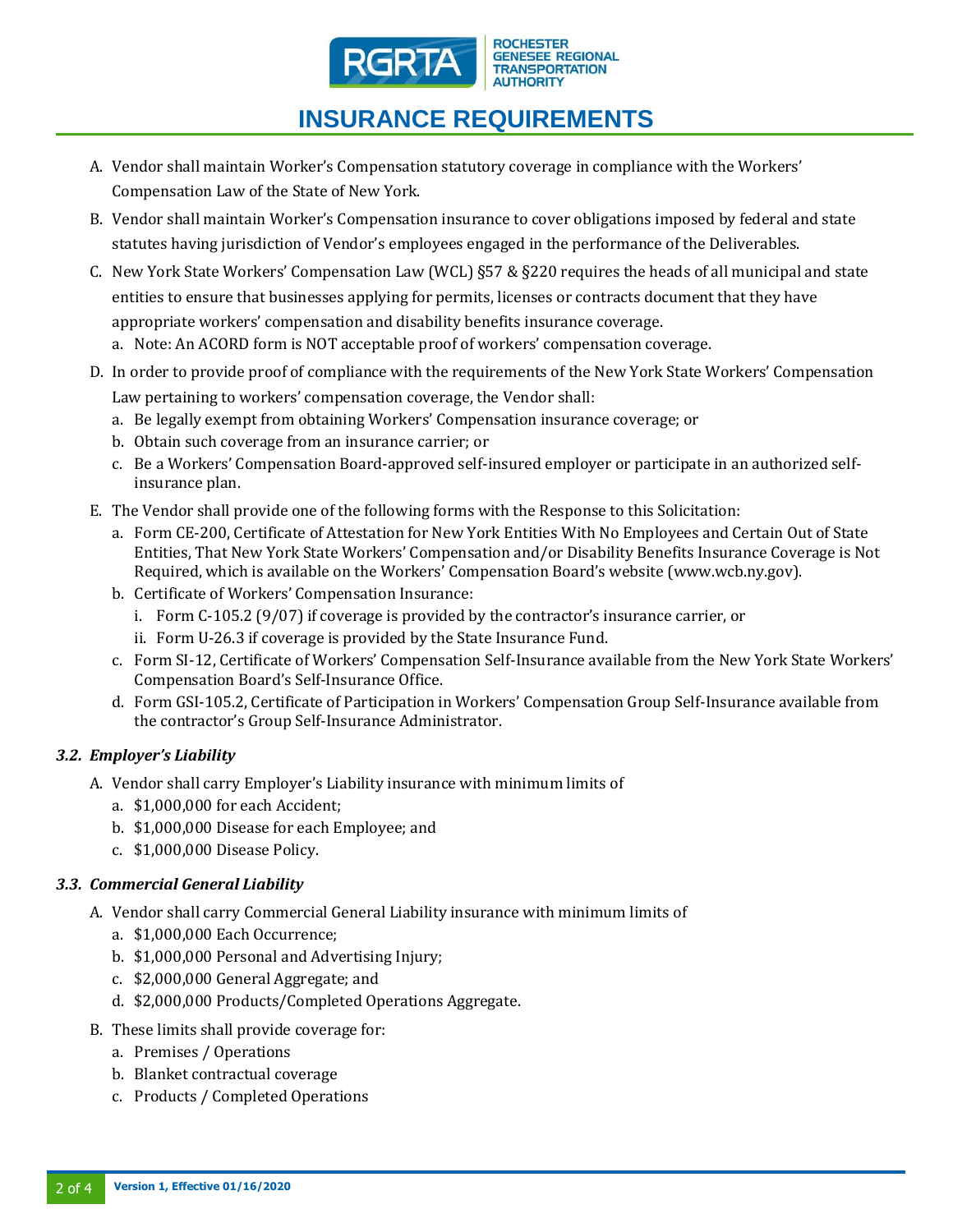# INSURANCE REQUIREMENTS

A. Vendor shall maintain Worker's Compensation statutory coverage in compliance with the Workers' Compensation Law of the State of New York.

B. Vendor shall maintain Worker's Compensation insurance to cover obligations imposed by federal and state statutes having jurisdiction of Vendor's employees engaged in the performance of the Deliverables.

C. New York State Workers' Compensation Law (WCL) §57 & §220 requires the heads of all municipal and state entities to ensure that businesses applying for permits, licenses or contracts document that they have appropriate workers' compensation and disability benefits insurance coverage.
   a. Note: An ACORD form is NOT acceptable proof of workers' compensation coverage.

D. In order to provide proof of compliance with the requirements of the New York State Workers' Compensation Law pertaining to workers' compensation coverage, the Vendor shall:
   a. Be legally exempt from obtaining Workers' Compensation insurance coverage; or
   b. Obtain such coverage from an insurance carrier; or
   c. Be a Workers' Compensation Board-approved self-insured employer or participate in an authorized self-insurance plan.

E. The Vendor shall provide one of the following forms with the Response to this Solicitation:
   a. Form CE-200, Certificate of Attestation for New York Entities With No Employees and Certain Out of State Entities, That New York State Workers' Compensation and/or Disability Benefits Insurance Coverage is Not Required, which is available on the Workers' Compensation Board's website (www.wcb.ny.gov).
   b. Certificate of Workers' Compensation Insurance:
      i. Form C-105.2 (9/07) if coverage is provided by the contractor's insurance carrier, or
      ii. Form U-26.3 if coverage is provided by the State Insurance Fund.
   c. Form SI-12, Certificate of Workers' Compensation Self-Insurance available from the New York State Workers' Compensation Board's Self-Insurance Office.
   d. Form GSI-105.2, Certificate of Participation in Workers' Compensation Group Self-Insurance available from the contractor's Group Self-Insurance Administrator.

### *3.2. Employer's Liability*

A. Vendor shall carry Employer's Liability insurance with minimum limits of
   a. $1,000,000 for each Accident;
   b. $1,000,000 Disease for each Employee; and
   c. $1,000,000 Disease Policy.

### *3.3. Commercial General Liability*

A. Vendor shall carry Commercial General Liability insurance with minimum limits of
   a. $1,000,000 Each Occurrence;
   b. $1,000,000 Personal and Advertising Injury;
   c. $2,000,000 General Aggregate; and
   d. $2,000,000 Products/Completed Operations Aggregate.

B. These limits shall provide coverage for:
   a. Premises / Operations
   b. Blanket contractual coverage
   c. Products / Completed Operations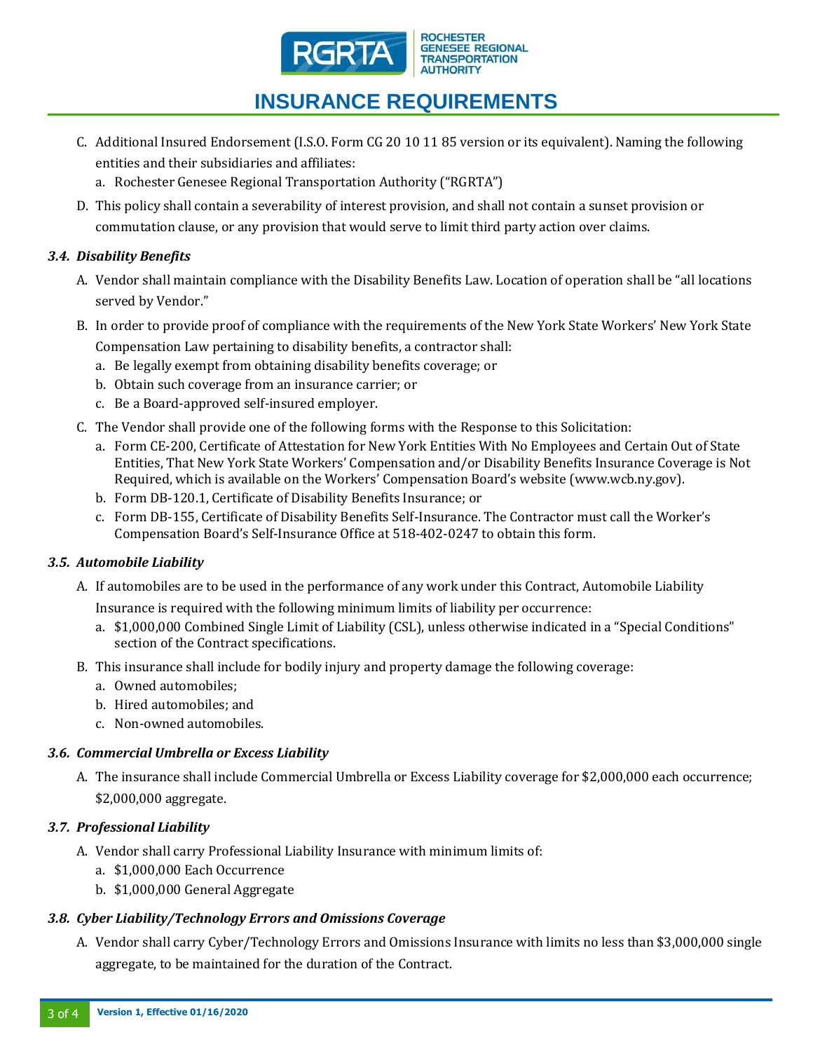C. Additional Insured Endorsement (I.S.O. Form CG 20 10 11 85 version or its equivalent). Naming the following entities and their subsidiaries and affiliates:
   a. Rochester Genesee Regional Transportation Authority ("RGRTA")

D. This policy shall contain a severability of interest provision, and shall not contain a sunset provision or commutation clause, or any provision that would serve to limit third party action over claims.

### *3.4. Disability Benefits*

A. Vendor shall maintain compliance with the Disability Benefits Law. Location of operation shall be "all locations served by Vendor."

B. In order to provide proof of compliance with the requirements of the New York State Workers' New York State Compensation Law pertaining to disability benefits, a contractor shall:
   a. Be legally exempt from obtaining disability benefits coverage; or
   b. Obtain such coverage from an insurance carrier; or
   c. Be a Board-approved self-insured employer.

C. The Vendor shall provide one of the following forms with the Response to this Solicitation:
   a. Form CE-200, Certificate of Attestation for New York Entities With No Employees and Certain Out of State Entities, That New York State Workers' Compensation and/or Disability Benefits Insurance Coverage is Not Required, which is available on the Workers' Compensation Board's website (www.wcb.ny.gov).
   b. Form DB-120.1, Certificate of Disability Benefits Insurance; or
   c. Form DB-155, Certificate of Disability Benefits Self-Insurance. The Contractor must call the Worker's Compensation Board's Self-Insurance Office at 518-402-0247 to obtain this form.

### *3.5. Automobile Liability*

A. If automobiles are to be used in the performance of any work under this Contract, Automobile Liability Insurance is required with the following minimum limits of liability per occurrence:
   a. $1,000,000 Combined Single Limit of Liability (CSL), unless otherwise indicated in a "Special Conditions" section of the Contract specifications.

B. This insurance shall include for bodily injury and property damage the following coverage:
   a. Owned automobiles;
   b. Hired automobiles; and
   c. Non-owned automobiles.

### *3.6. Commercial Umbrella or Excess Liability*

A. The insurance shall include Commercial Umbrella or Excess Liability coverage for $2,000,000 each occurrence; $2,000,000 aggregate.

### *3.7. Professional Liability*

A. Vendor shall carry Professional Liability Insurance with minimum limits of:
   a. $1,000,000 Each Occurrence
   b. $1,000,000 General Aggregate

### *3.8. Cyber Liability/Technology Errors and Omissions Coverage*

A. Vendor shall carry Cyber/Technology Errors and Omissions Insurance with limits no less than $3,000,000 single aggregate, to be maintained for the duration of the Contract.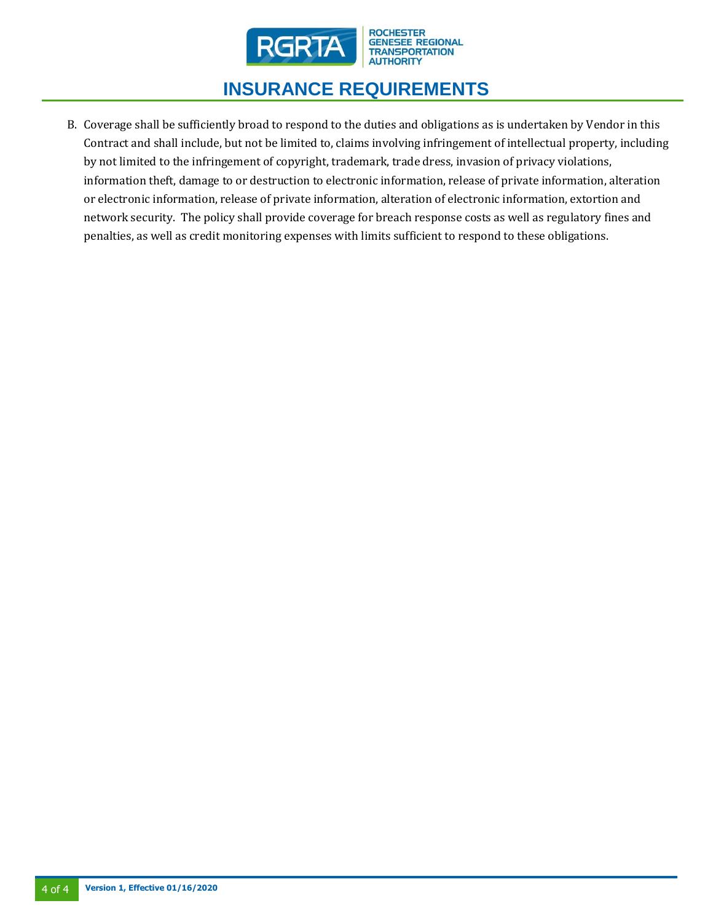# INSURANCE REQUIREMENTS

B. Coverage shall be sufficiently broad to respond to the duties and obligations as is undertaken by Vendor in this Contract and shall include, but not be limited to, claims involving infringement of intellectual property, including by not limited to the infringement of copyright, trademark, trade dress, invasion of privacy violations, information theft, damage to or destruction to electronic information, release of private information, alteration or electronic information, release of private information, alteration of electronic information, extortion and network security. The policy shall provide coverage for breach response costs as well as regulatory fines and penalties, as well as credit monitoring expenses with limits sufficient to respond to these obligations.